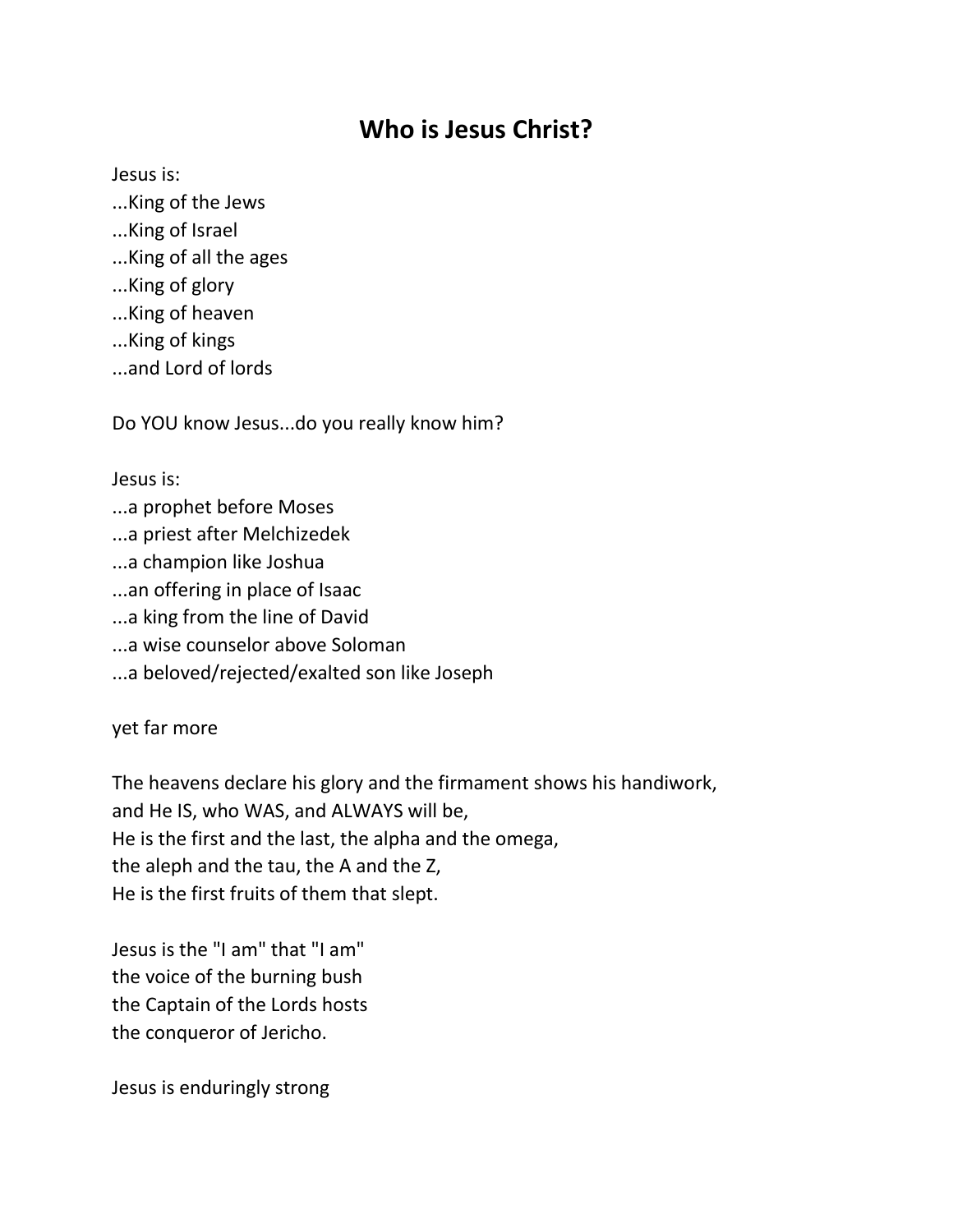# Who is Jesus Christ?

Jesus is:
...King of the Jews
...King of Israel
...King of all the ages
...King of glory
...King of heaven
...King of kings
...and Lord of lords

Do YOU know Jesus...do you really know him?

Jesus is:
...a prophet before Moses
...a priest after Melchizedek
...a champion like Joshua
...an offering in place of Isaac
...a king from the line of David
...a wise counselor above Soloman
...a beloved/rejected/exalted son like Joseph

yet far more

The heavens declare his glory and the firmament shows his handiwork,
and He IS, who WAS, and ALWAYS will be,
He is the first and the last, the alpha and the omega,
the aleph and the tau, the A and the Z,
He is the first fruits of them that slept.

Jesus is the "I am" that "I am"
the voice of the burning bush
the Captain of the Lords hosts
the conqueror of Jericho.

Jesus is enduringly strong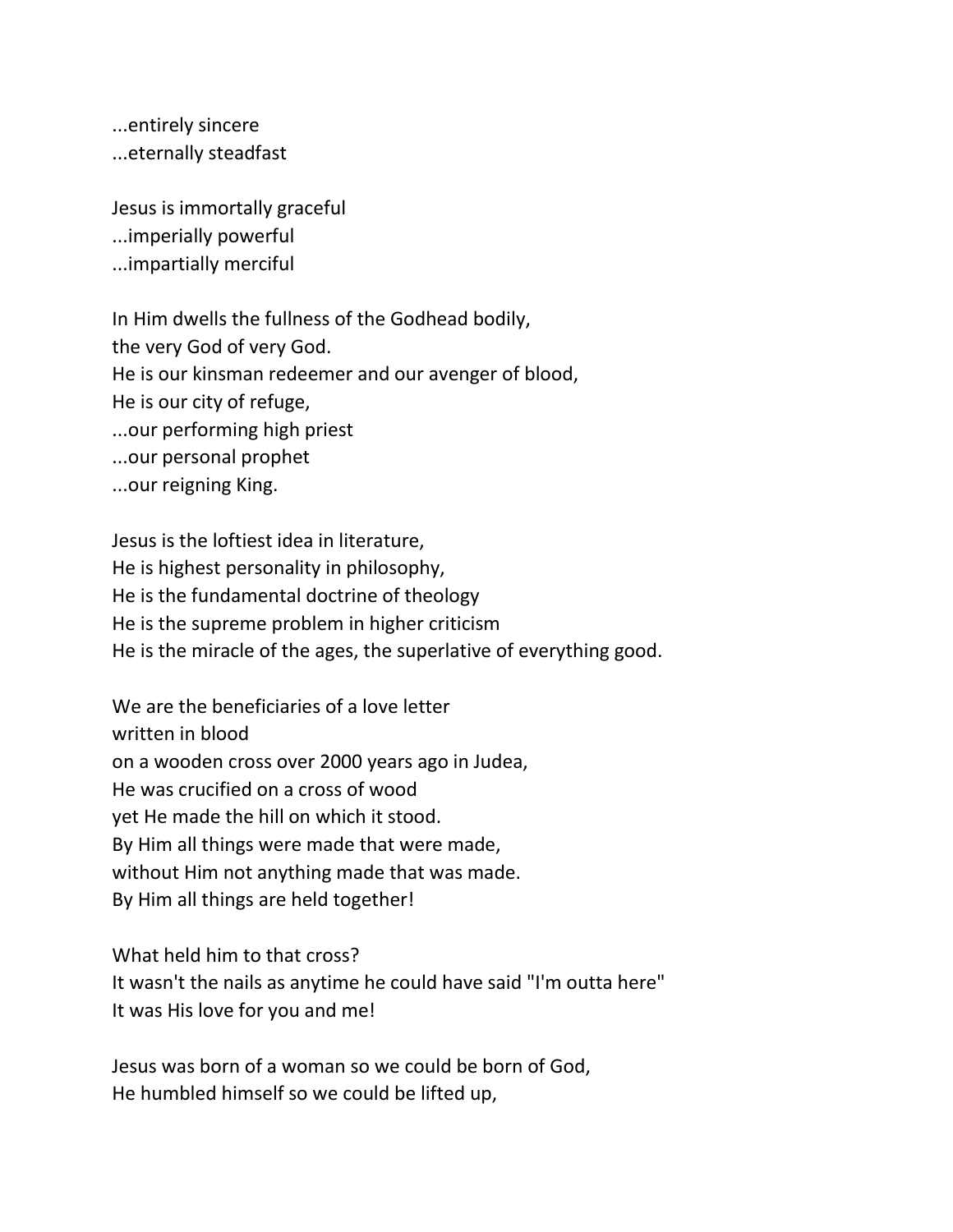...entirely sincere
...eternally steadfast

Jesus is immortally graceful
...imperially powerful
...impartially merciful

In Him dwells the fullness of the Godhead bodily,
the very God of very God.
He is our kinsman redeemer and our avenger of blood,
He is our city of refuge,
...our performing high priest
...our personal prophet
...our reigning King.

Jesus is the loftiest idea in literature,
He is highest personality in philosophy,
He is the fundamental doctrine of theology
He is the supreme problem in higher criticism
He is the miracle of the ages, the superlative of everything good.

We are the beneficiaries of a love letter
written in blood
on a wooden cross over 2000 years ago in Judea,
He was crucified on a cross of wood
yet He made the hill on which it stood.
By Him all things were made that were made,
without Him not anything made that was made.
By Him all things are held together!

What held him to that cross?
It wasn't the nails as anytime he could have said "I'm outta here"
It was His love for you and me!

Jesus was born of a woman so we could be born of God,
He humbled himself so we could be lifted up,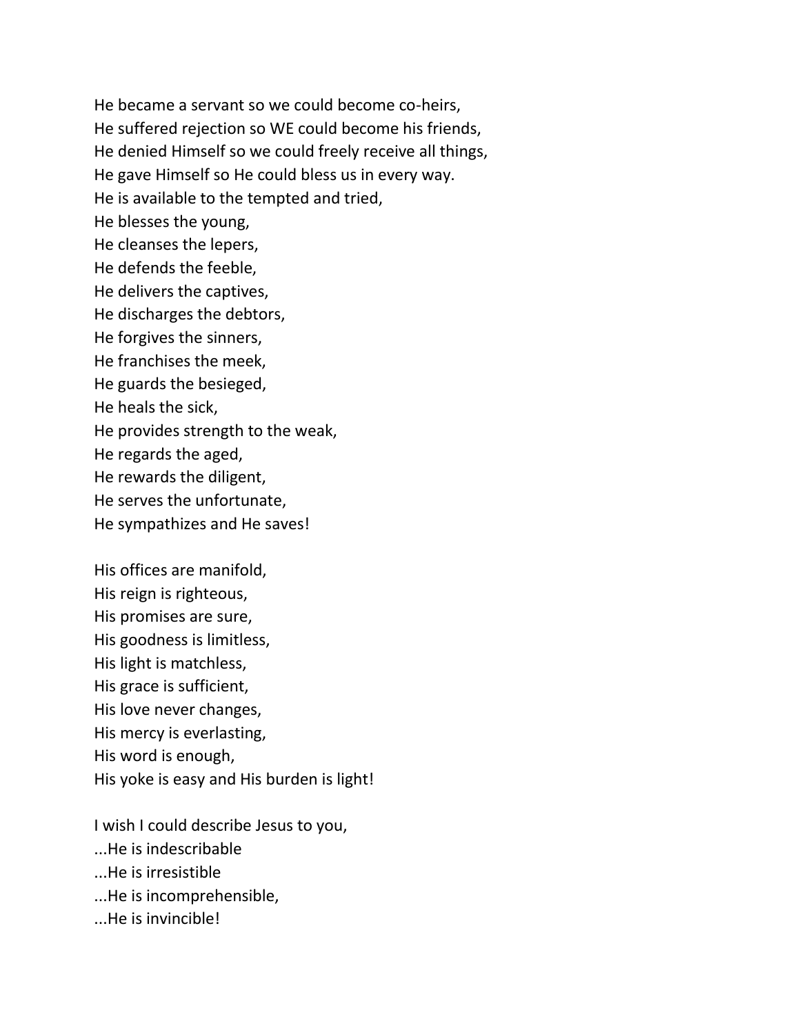He became a servant so we could become co-heirs,  
He suffered rejection so WE could become his friends,  
He denied Himself so we could freely receive all things,  
He gave Himself so He could bless us in every way.  
He is available to the tempted and tried,  
He blesses the young,  
He cleanses the lepers,  
He defends the feeble,  
He delivers the captives,  
He discharges the debtors,  
He forgives the sinners,  
He franchises the meek,  
He guards the besieged,  
He heals the sick,  
He provides strength to the weak,  
He regards the aged,  
He rewards the diligent,  
He serves the unfortunate,  
He sympathizes and He saves!

His offices are manifold,  
His reign is righteous,  
His promises are sure,  
His goodness is limitless,  
His light is matchless,  
His grace is sufficient,  
His love never changes,  
His mercy is everlasting,  
His word is enough,  
His yoke is easy and His burden is light!

I wish I could describe Jesus to you,  
...He is indescribable  
...He is irresistible  
...He is incomprehensible,  
...He is invincible!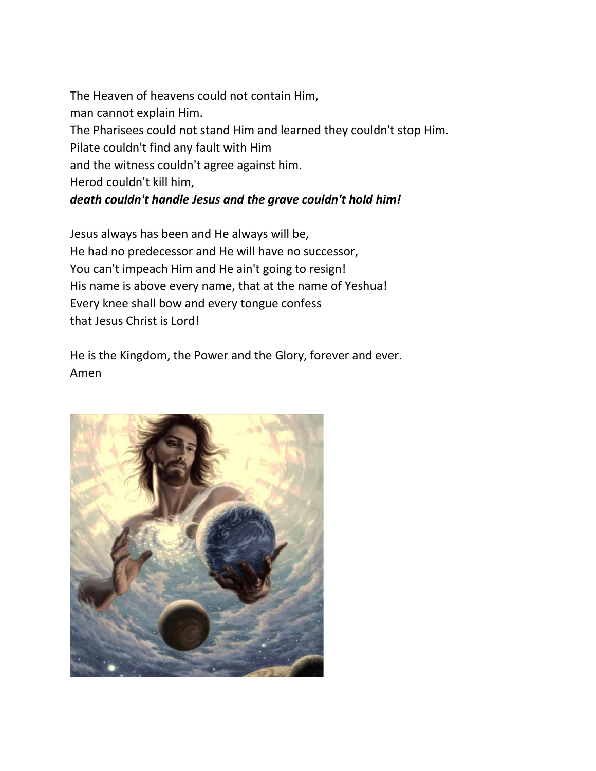The Heaven of heavens could not contain Him,
man cannot explain Him.
The Pharisees could not stand Him and learned they couldn't stop Him.
Pilate couldn't find any fault with Him
and the witness couldn't agree against him.
Herod couldn't kill him,
***death couldn't handle Jesus and the grave couldn't hold him!***

Jesus always has been and He always will be,
He had no predecessor and He will have no successor,
You can't impeach Him and He ain't going to resign!
His name is above every name, that at the name of Yeshua!
Every knee shall bow and every tongue confess
that Jesus Christ is Lord!

He is the Kingdom, the Power and the Glory, forever and ever.
Amen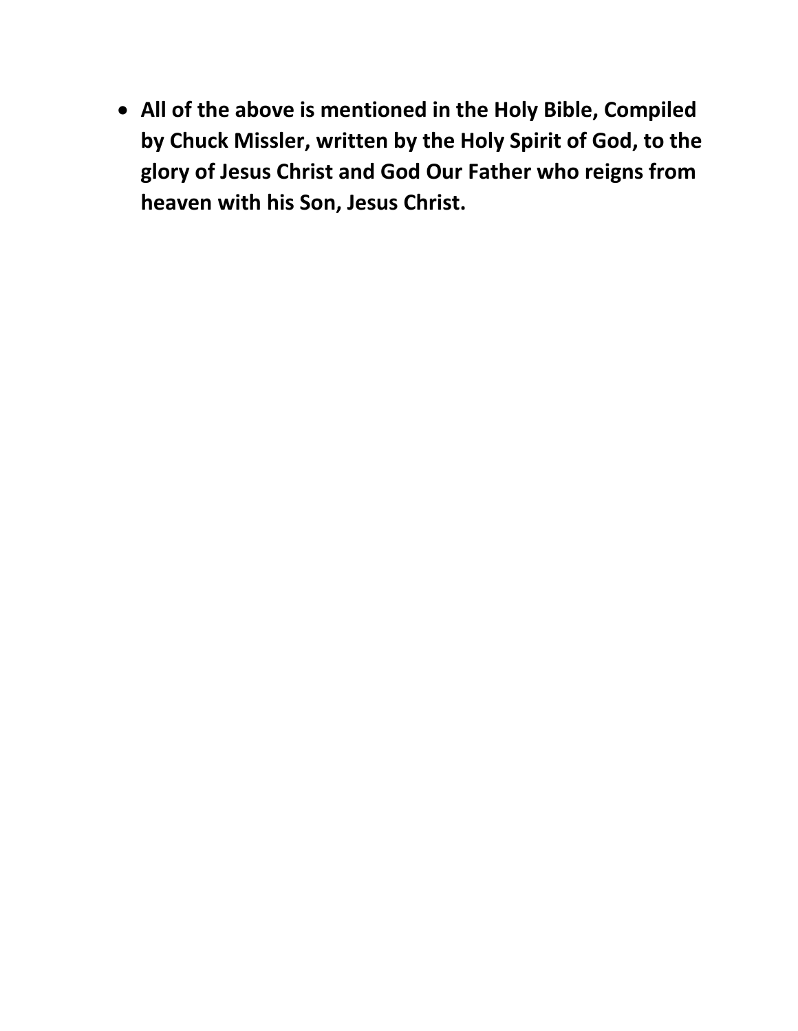- **All of the above is mentioned in the Holy Bible, Compiled by Chuck Missler, written by the Holy Spirit of God, to the glory of Jesus Christ and God Our Father who reigns from heaven with his Son, Jesus Christ.**